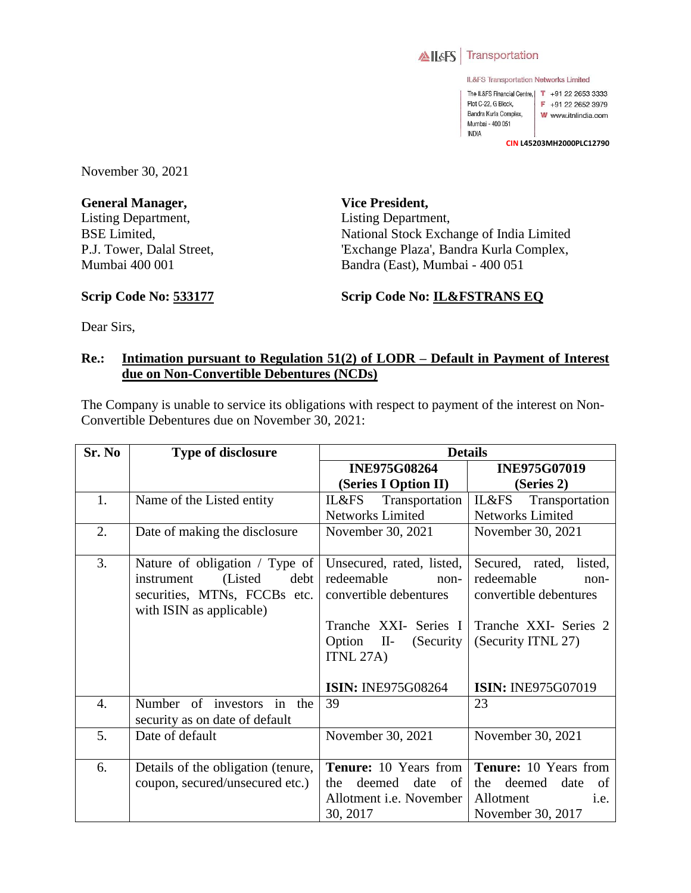IL&FS | Transportation

IL&FS Transportation Networks Limited

The IL&FS Financial Centre, Plot C-22, G Block, Bandra Kurla Complex, Mumbai - 400 051 INDIA

T +91 22 2653 3333
F +91 22 2652 3979
W www.itnlindia.com

CIN L45203MH2000PLC12790

November 30, 2021

**General Manager,**
Listing Department,
BSE Limited,
P.J. Tower, Dalal Street,
Mumbai 400 001

**Vice President,**
Listing Department,
National Stock Exchange of India Limited
'Exchange Plaza', Bandra Kurla Complex,
Bandra (East), Mumbai - 400 051

**Scrip Code No: 533177**

**Scrip Code No: IL&FSTRANS EQ**

Dear Sirs,

**Re.: Intimation pursuant to Regulation 51(2) of LODR – Default in Payment of Interest due on Non-Convertible Debentures (NCDs)**

The Company is unable to service its obligations with respect to payment of the interest on Non-Convertible Debentures due on November 30, 2021:

| Sr. No | Type of disclosure | Details | |
|---|---|---|---|
| | | **INE975G08264 (Series I Option II)** | **INE975G07019 (Series 2)** |
| 1. | Name of the Listed entity | IL&FS Transportation Networks Limited | IL&FS Transportation Networks Limited |
| 2. | Date of making the disclosure | November 30, 2021 | November 30, 2021 |
| 3. | Nature of obligation / Type of instrument (Listed debt securities, MTNs, FCCBs etc. with ISIN as applicable) | Unsecured, rated, listed, redeemable non-convertible debentures<br><br>Tranche XXI- Series I Option II- (Security ITNL 27A)<br><br>**ISIN:** INE975G08264 | Secured, rated, listed, redeemable non-convertible debentures<br><br>Tranche XXI- Series 2 (Security ITNL 27)<br><br>**ISIN:** INE975G07019 |
| 4. | Number of investors in the security as on date of default | 39 | 23 |
| 5. | Date of default | November 30, 2021 | November 30, 2021 |
| 6. | Details of the obligation (tenure, coupon, secured/unsecured etc.) | **Tenure:** 10 Years from the deemed date of Allotment i.e. November 30, 2017 | **Tenure:** 10 Years from the deemed date of Allotment i.e. November 30, 2017 |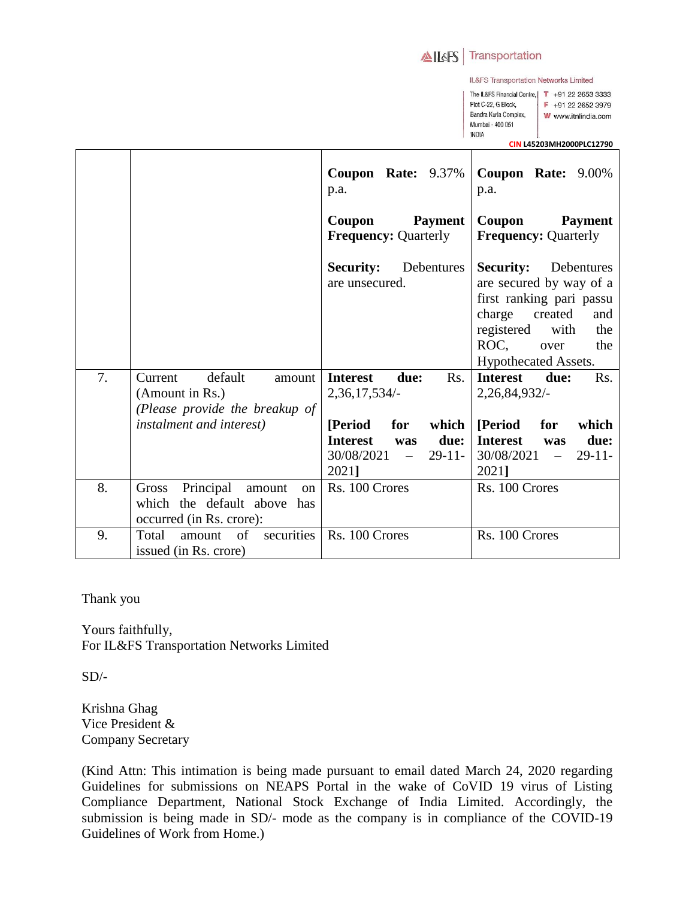| | | | |
|---|---|---|---|
| | | **Coupon Rate:** 9.37% p.a.<br><br>**Coupon Payment Frequency:** Quarterly<br><br>**Security:** Debentures are unsecured. | **Coupon Rate:** 9.00% p.a.<br><br>**Coupon Payment Frequency:** Quarterly<br><br>**Security:** Debentures are secured by way of a first ranking pari passu charge created and registered with the ROC, over the Hypothecated Assets. |
| 7. | Current default amount (Amount in Rs.)<br>*(Please provide the breakup of instalment and interest)* | **Interest due:** Rs. 2,36,17,534/-<br><br>**[Period for which Interest was due:** 30/08/2021 – 29-11-2021**]** | **Interest due:** Rs. 2,26,84,932/-<br><br>**[Period for which Interest was due:** 30/08/2021 – 29-11-2021**]** |
| 8. | Gross Principal amount on which the default above has occurred (in Rs. crore): | Rs. 100 Crores | Rs. 100 Crores |
| 9. | Total amount of securities issued (in Rs. crore) | Rs. 100 Crores | Rs. 100 Crores |

Thank you

Yours faithfully,
For IL&FS Transportation Networks Limited

SD/-

Krishna Ghag
Vice President &
Company Secretary

(Kind Attn: This intimation is being made pursuant to email dated March 24, 2020 regarding Guidelines for submissions on NEAPS Portal in the wake of CoVID 19 virus of Listing Compliance Department, National Stock Exchange of India Limited. Accordingly, the submission is being made in SD/- mode as the company is in compliance of the COVID-19 Guidelines of Work from Home.)